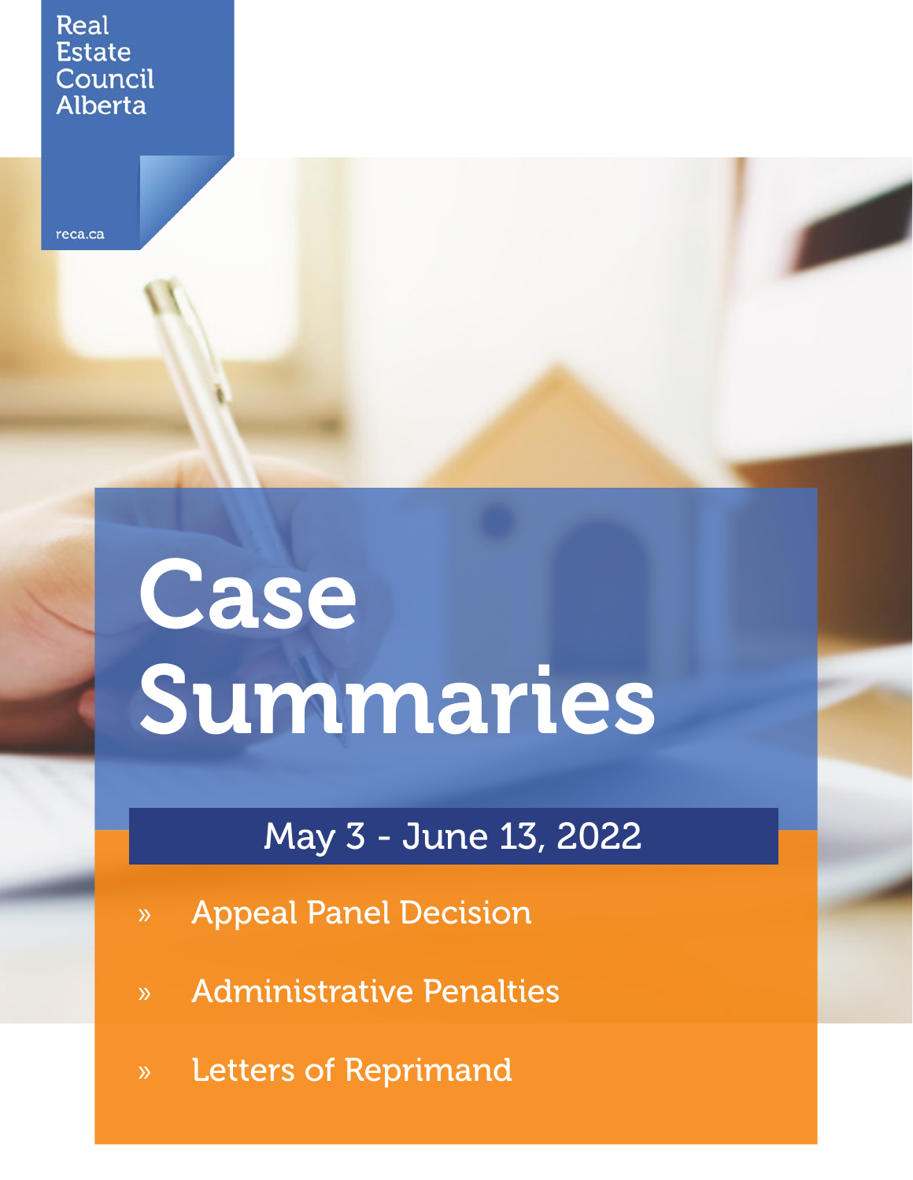Real Estate Council Alberta

reca.ca

# Case Summaries

## May 3 - June 13, 2022

» Appeal Panel Decision

» Administrative Penalties

» Letters of Reprimand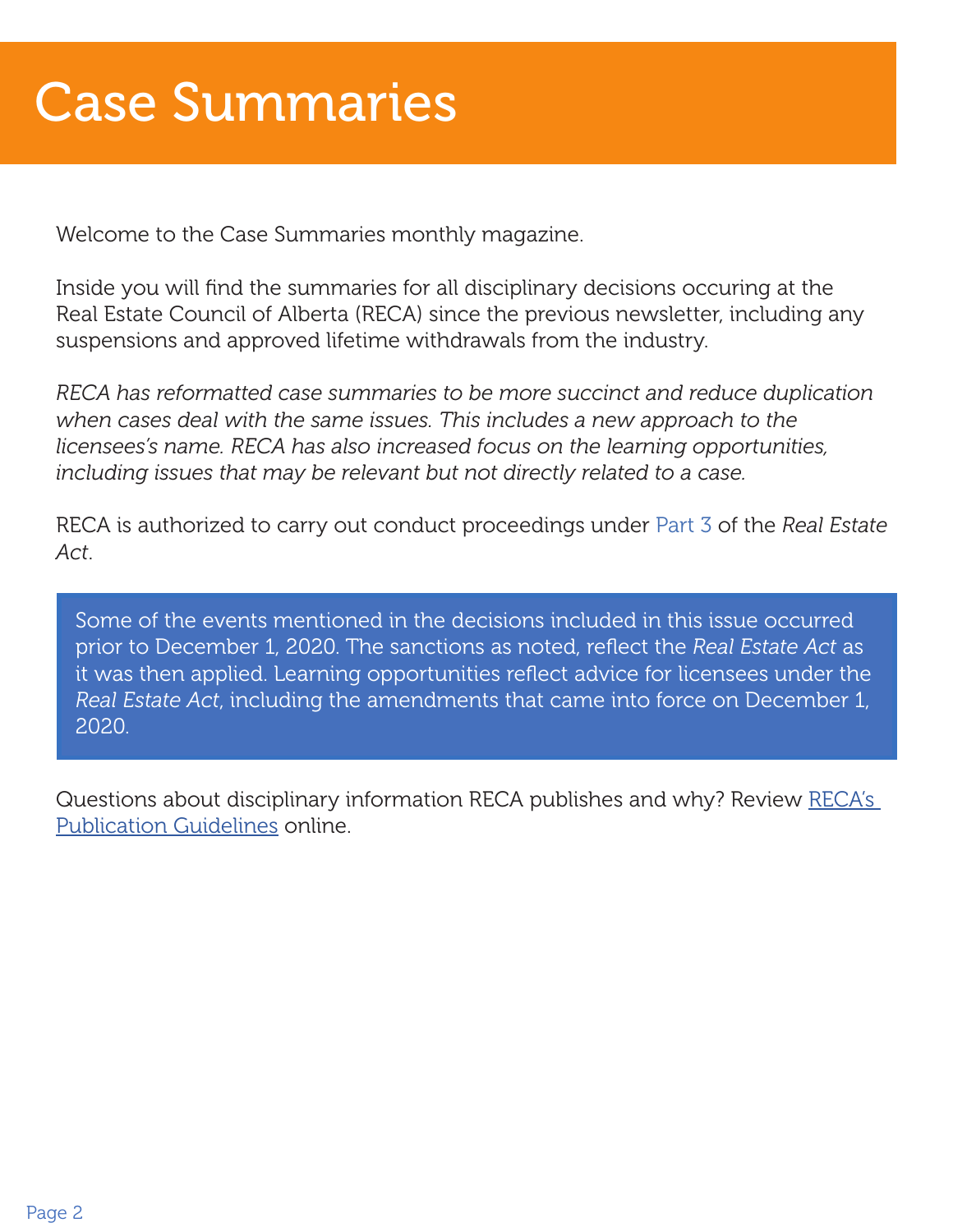# Case Summaries

Welcome to the Case Summaries monthly magazine.

Inside you will find the summaries for all disciplinary decisions occuring at the Real Estate Council of Alberta (RECA) since the previous newsletter, including any suspensions and approved lifetime withdrawals from the industry.

*RECA has reformatted case summaries to be more succinct and reduce duplication when cases deal with the same issues. This includes a new approach to the licensees's name. RECA has also increased focus on the learning opportunities, including issues that may be relevant but not directly related to a case.*

RECA is authorized to carry out conduct proceedings under Part 3 of the *Real Estate Act*.

> Some of the events mentioned in the decisions included in this issue occurred prior to December 1, 2020. The sanctions as noted, reflect the *Real Estate Act* as it was then applied. Learning opportunities reflect advice for licensees under the *Real Estate Act*, including the amendments that came into force on December 1, 2020.

Questions about disciplinary information RECA publishes and why? Review RECA's Publication Guidelines online.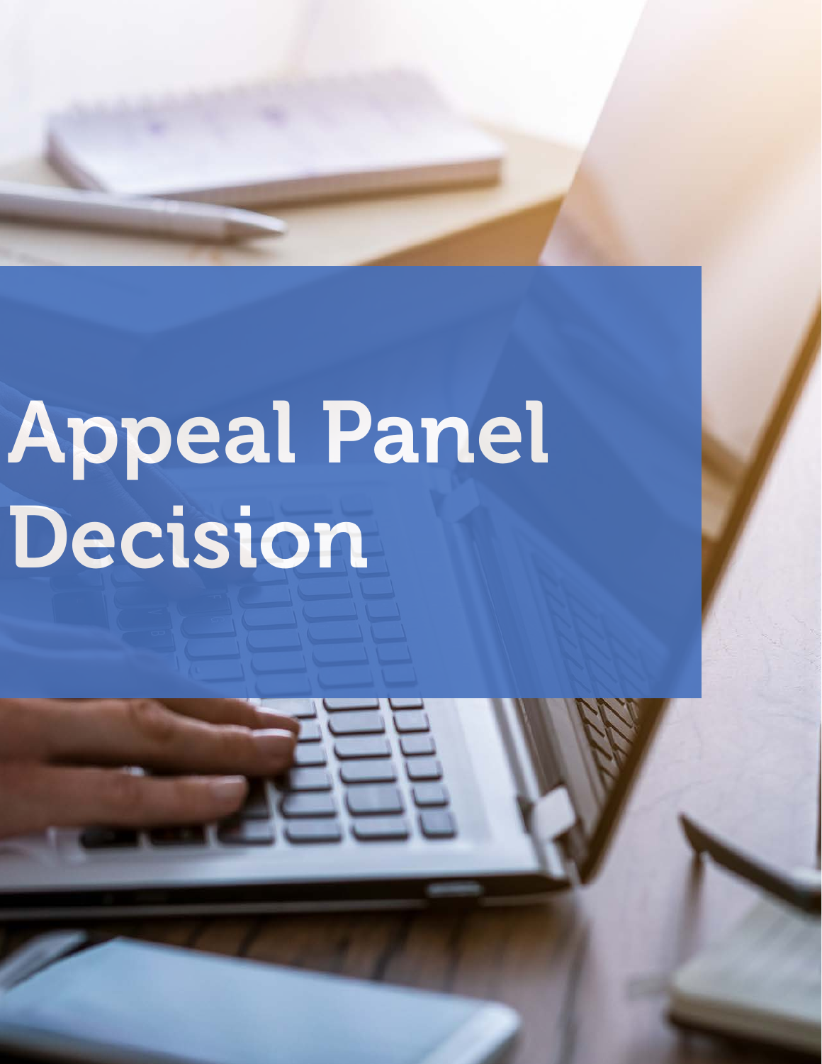# Appeal Panel Decision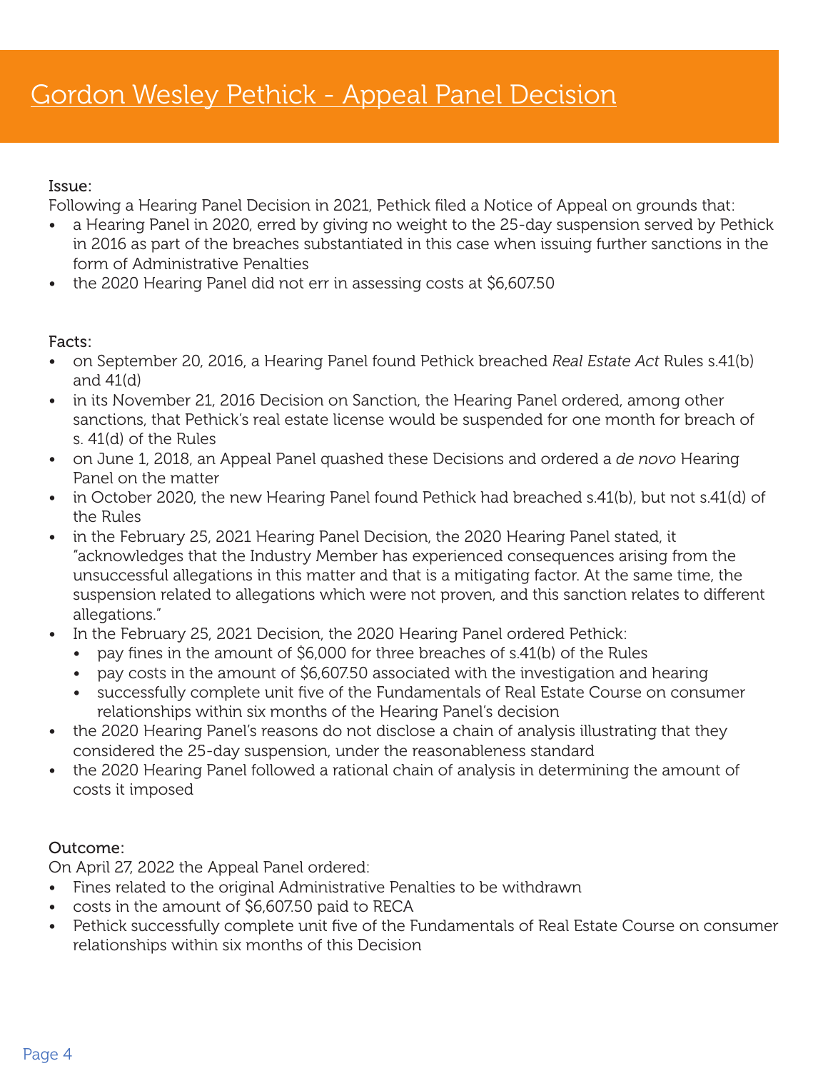# Gordon Wesley Pethick - Appeal Panel Decision

Issue:

Following a Hearing Panel Decision in 2021, Pethick filed a Notice of Appeal on grounds that:

- a Hearing Panel in 2020, erred by giving no weight to the 25-day suspension served by Pethick in 2016 as part of the breaches substantiated in this case when issuing further sanctions in the form of Administrative Penalties
- the 2020 Hearing Panel did not err in assessing costs at $6,607.50

Facts:

- on September 20, 2016, a Hearing Panel found Pethick breached *Real Estate Act* Rules s.41(b) and 41(d)
- in its November 21, 2016 Decision on Sanction, the Hearing Panel ordered, among other sanctions, that Pethick's real estate license would be suspended for one month for breach of s. 41(d) of the Rules
- on June 1, 2018, an Appeal Panel quashed these Decisions and ordered a *de novo* Hearing Panel on the matter
- in October 2020, the new Hearing Panel found Pethick had breached s.41(b), but not s.41(d) of the Rules
- in the February 25, 2021 Hearing Panel Decision, the 2020 Hearing Panel stated, it "acknowledges that the Industry Member has experienced consequences arising from the unsuccessful allegations in this matter and that is a mitigating factor. At the same time, the suspension related to allegations which were not proven, and this sanction relates to different allegations."
- In the February 25, 2021 Decision, the 2020 Hearing Panel ordered Pethick:
  - pay fines in the amount of $6,000 for three breaches of s.41(b) of the Rules
  - pay costs in the amount of $6,607.50 associated with the investigation and hearing
  - successfully complete unit five of the Fundamentals of Real Estate Course on consumer relationships within six months of the Hearing Panel's decision
- the 2020 Hearing Panel's reasons do not disclose a chain of analysis illustrating that they considered the 25-day suspension, under the reasonableness standard
- the 2020 Hearing Panel followed a rational chain of analysis in determining the amount of costs it imposed

Outcome:

On April 27, 2022 the Appeal Panel ordered:

- Fines related to the original Administrative Penalties to be withdrawn
- costs in the amount of $6,607.50 paid to RECA
- Pethick successfully complete unit five of the Fundamentals of Real Estate Course on consumer relationships within six months of this Decision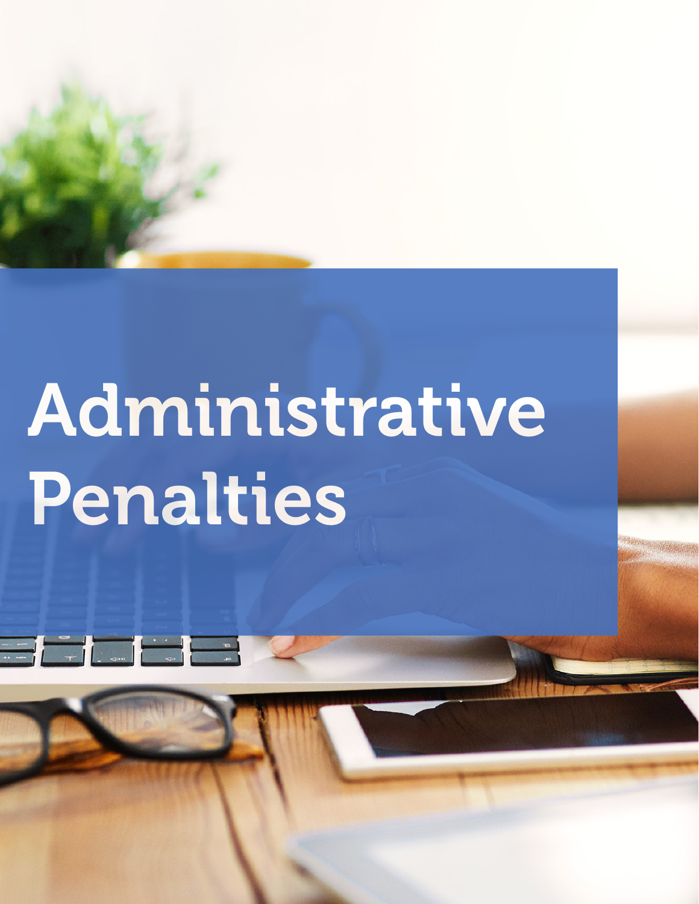# Administrative Penalties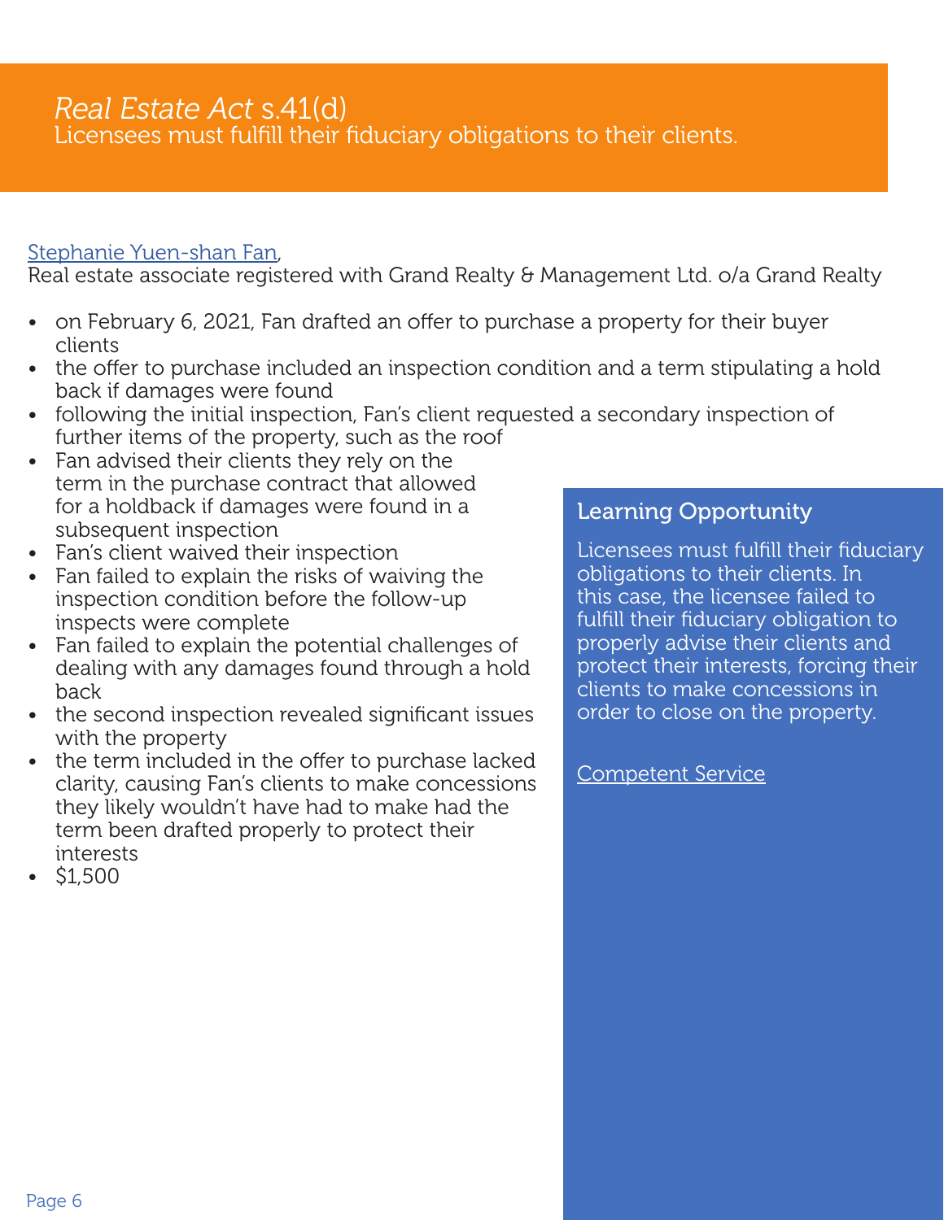## *Real Estate Act* s.41(d)

Licensees must fulfill their fiduciary obligations to their clients.

Stephanie Yuen-shan Fan,
Real estate associate registered with Grand Realty & Management Ltd. o/a Grand Realty

- on February 6, 2021, Fan drafted an offer to purchase a property for their buyer clients
- the offer to purchase included an inspection condition and a term stipulating a hold back if damages were found
- following the initial inspection, Fan's client requested a secondary inspection of further items of the property, such as the roof
- Fan advised their clients they rely on the term in the purchase contract that allowed for a holdback if damages were found in a subsequent inspection
- Fan's client waived their inspection
- Fan failed to explain the risks of waiving the inspection condition before the follow-up inspects were complete
- Fan failed to explain the potential challenges of dealing with any damages found through a hold back
- the second inspection revealed significant issues with the property
- the term included in the offer to purchase lacked clarity, causing Fan's clients to make concessions they likely wouldn't have had to make had the term been drafted properly to protect their interests
- $1,500

### Learning Opportunity

Licensees must fulfill their fiduciary obligations to their clients. In this case, the licensee failed to fulfill their fiduciary obligation to properly advise their clients and protect their interests, forcing their clients to make concessions in order to close on the property.

Competent Service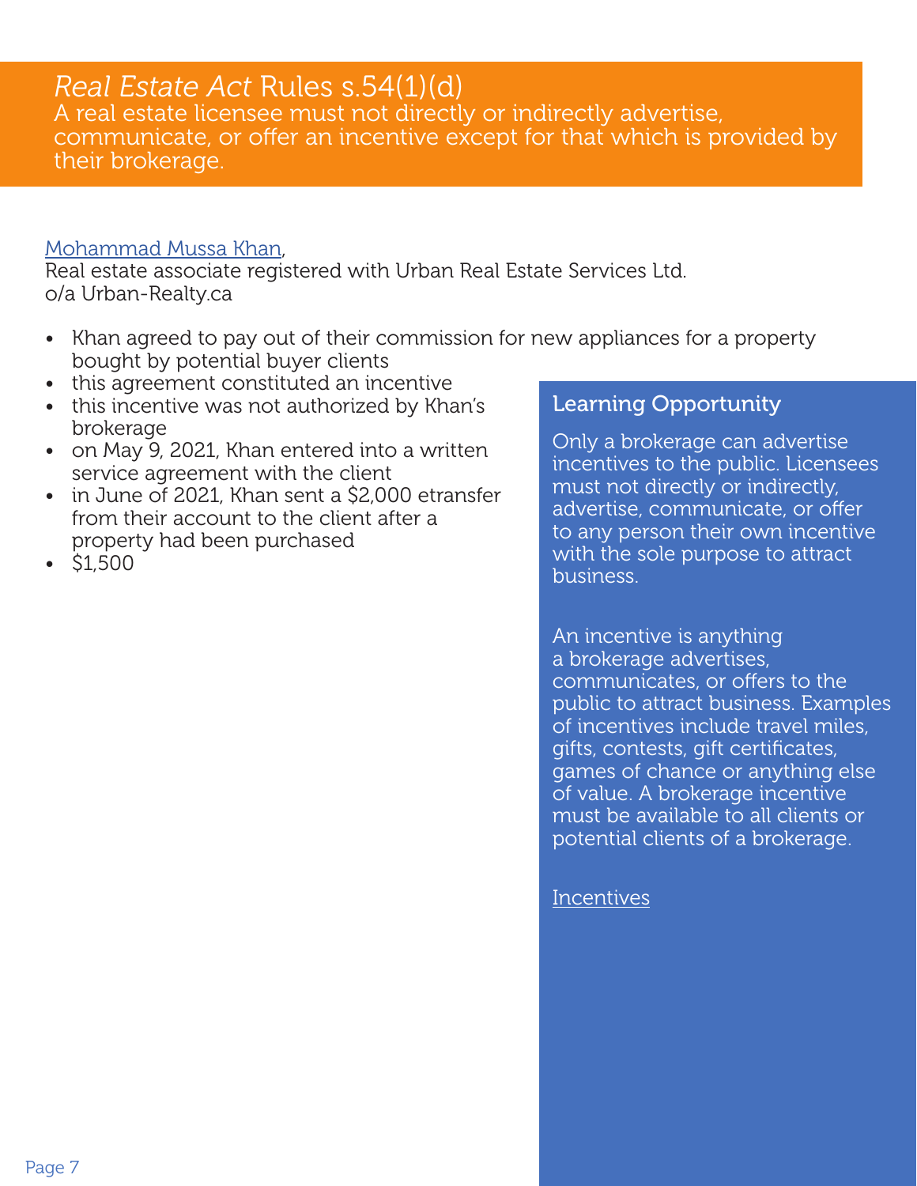## *Real Estate Act* Rules s.54(1)(d)

A real estate licensee must not directly or indirectly advertise, communicate, or offer an incentive except for that which is provided by their brokerage.

Mohammad Mussa Khan,
Real estate associate registered with Urban Real Estate Services Ltd. o/a Urban-Realty.ca

- Khan agreed to pay out of their commission for new appliances for a property bought by potential buyer clients
- this agreement constituted an incentive
- this incentive was not authorized by Khan's brokerage
- on May 9, 2021, Khan entered into a written service agreement with the client
- in June of 2021, Khan sent a $2,000 etransfer from their account to the client after a property had been purchased
- $1,500

### Learning Opportunity

Only a brokerage can advertise incentives to the public. Licensees must not directly or indirectly, advertise, communicate, or offer to any person their own incentive with the sole purpose to attract business.

An incentive is anything a brokerage advertises, communicates, or offers to the public to attract business. Examples of incentives include travel miles, gifts, contests, gift certificates, games of chance or anything else of value. A brokerage incentive must be available to all clients or potential clients of a brokerage.

Incentives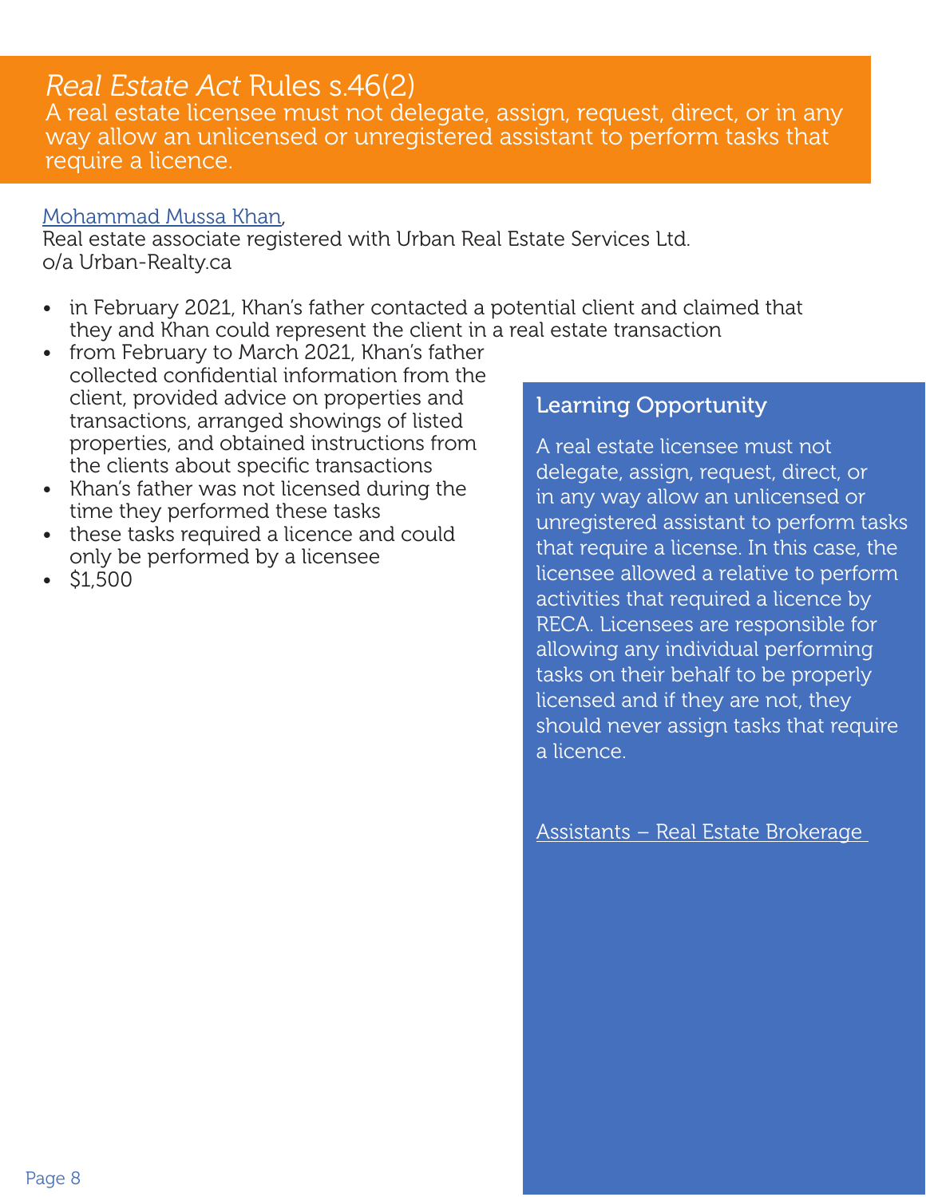## *Real Estate Act* Rules s.46(2)

A real estate licensee must not delegate, assign, request, direct, or in any way allow an unlicensed or unregistered assistant to perform tasks that require a licence.

Mohammad Mussa Khan,
Real estate associate registered with Urban Real Estate Services Ltd. o/a Urban-Realty.ca

- in February 2021, Khan's father contacted a potential client and claimed that they and Khan could represent the client in a real estate transaction
- from February to March 2021, Khan's father collected confidential information from the client, provided advice on properties and transactions, arranged showings of listed properties, and obtained instructions from the clients about specific transactions
- Khan's father was not licensed during the time they performed these tasks
- these tasks required a licence and could only be performed by a licensee
- $1,500

### Learning Opportunity

A real estate licensee must not delegate, assign, request, direct, or in any way allow an unlicensed or unregistered assistant to perform tasks that require a license. In this case, the licensee allowed a relative to perform activities that required a licence by RECA. Licensees are responsible for allowing any individual performing tasks on their behalf to be properly licensed and if they are not, they should never assign tasks that require a licence.

Assistants – Real Estate Brokerage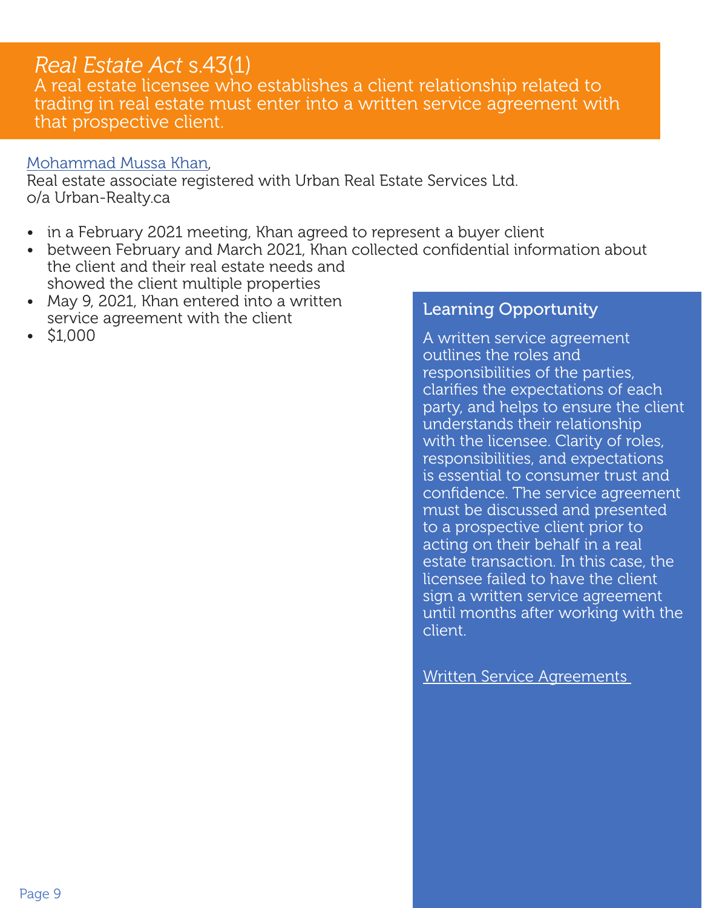## *Real Estate Act* s.43(1)

A real estate licensee who establishes a client relationship related to trading in real estate must enter into a written service agreement with that prospective client.

Mohammad Mussa Khan,
Real estate associate registered with Urban Real Estate Services Ltd. o/a Urban-Realty.ca

- in a February 2021 meeting, Khan agreed to represent a buyer client
- between February and March 2021, Khan collected confidential information about the client and their real estate needs and showed the client multiple properties
- May 9, 2021, Khan entered into a written service agreement with the client
- $1,000

### Learning Opportunity

A written service agreement outlines the roles and responsibilities of the parties, clarifies the expectations of each party, and helps to ensure the client understands their relationship with the licensee. Clarity of roles, responsibilities, and expectations is essential to consumer trust and confidence. The service agreement must be discussed and presented to a prospective client prior to acting on their behalf in a real estate transaction. In this case, the licensee failed to have the client sign a written service agreement until months after working with the client.

Written Service Agreements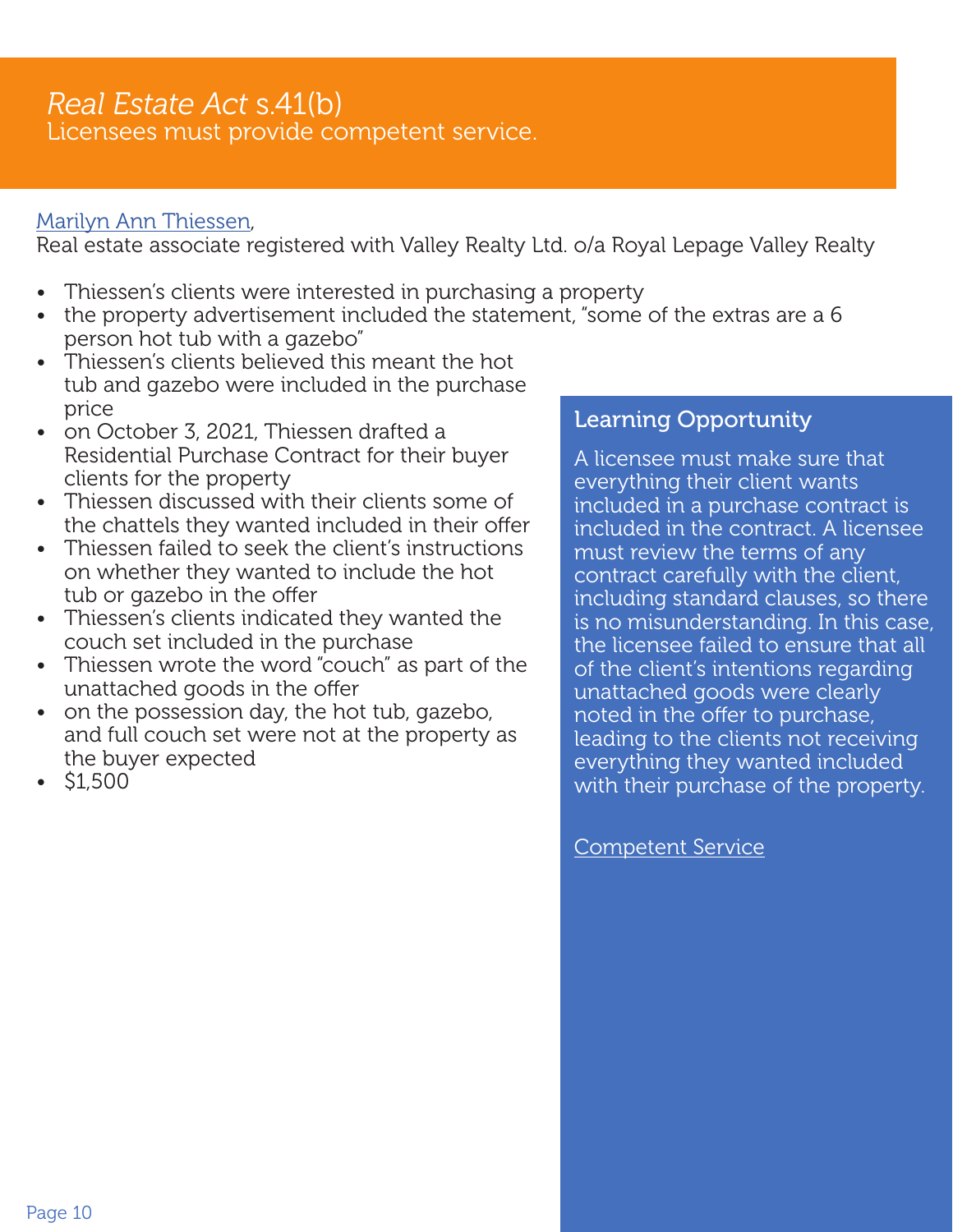# *Real Estate Act* s.41(b)

Licensees must provide competent service.

Marilyn Ann Thiessen,
Real estate associate registered with Valley Realty Ltd. o/a Royal Lepage Valley Realty

- Thiessen's clients were interested in purchasing a property
- the property advertisement included the statement, "some of the extras are a 6 person hot tub with a gazebo"
- Thiessen's clients believed this meant the hot tub and gazebo were included in the purchase price
- on October 3, 2021, Thiessen drafted a Residential Purchase Contract for their buyer clients for the property
- Thiessen discussed with their clients some of the chattels they wanted included in their offer
- Thiessen failed to seek the client's instructions on whether they wanted to include the hot tub or gazebo in the offer
- Thiessen's clients indicated they wanted the couch set included in the purchase
- Thiessen wrote the word "couch" as part of the unattached goods in the offer
- on the possession day, the hot tub, gazebo, and full couch set were not at the property as the buyer expected
- $1,500

## Learning Opportunity

A licensee must make sure that everything their client wants included in a purchase contract is included in the contract. A licensee must review the terms of any contract carefully with the client, including standard clauses, so there is no misunderstanding. In this case, the licensee failed to ensure that all of the client's intentions regarding unattached goods were clearly noted in the offer to purchase, leading to the clients not receiving everything they wanted included with their purchase of the property.

Competent Service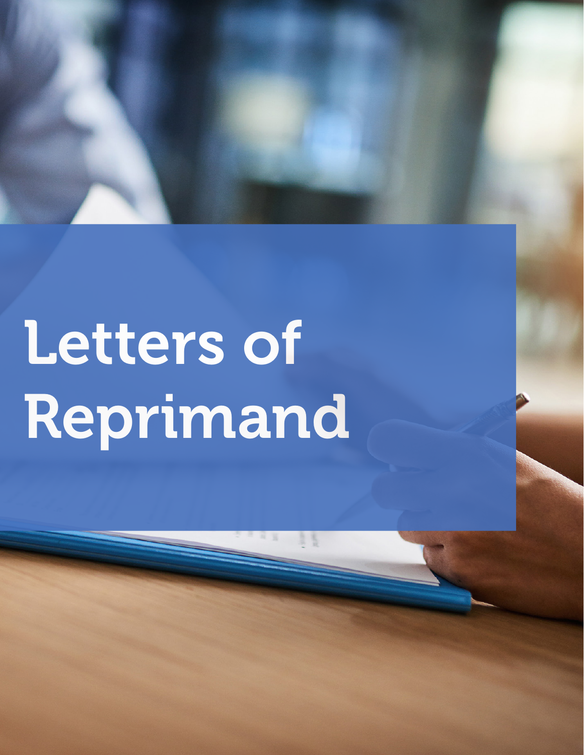# Letters of Reprimand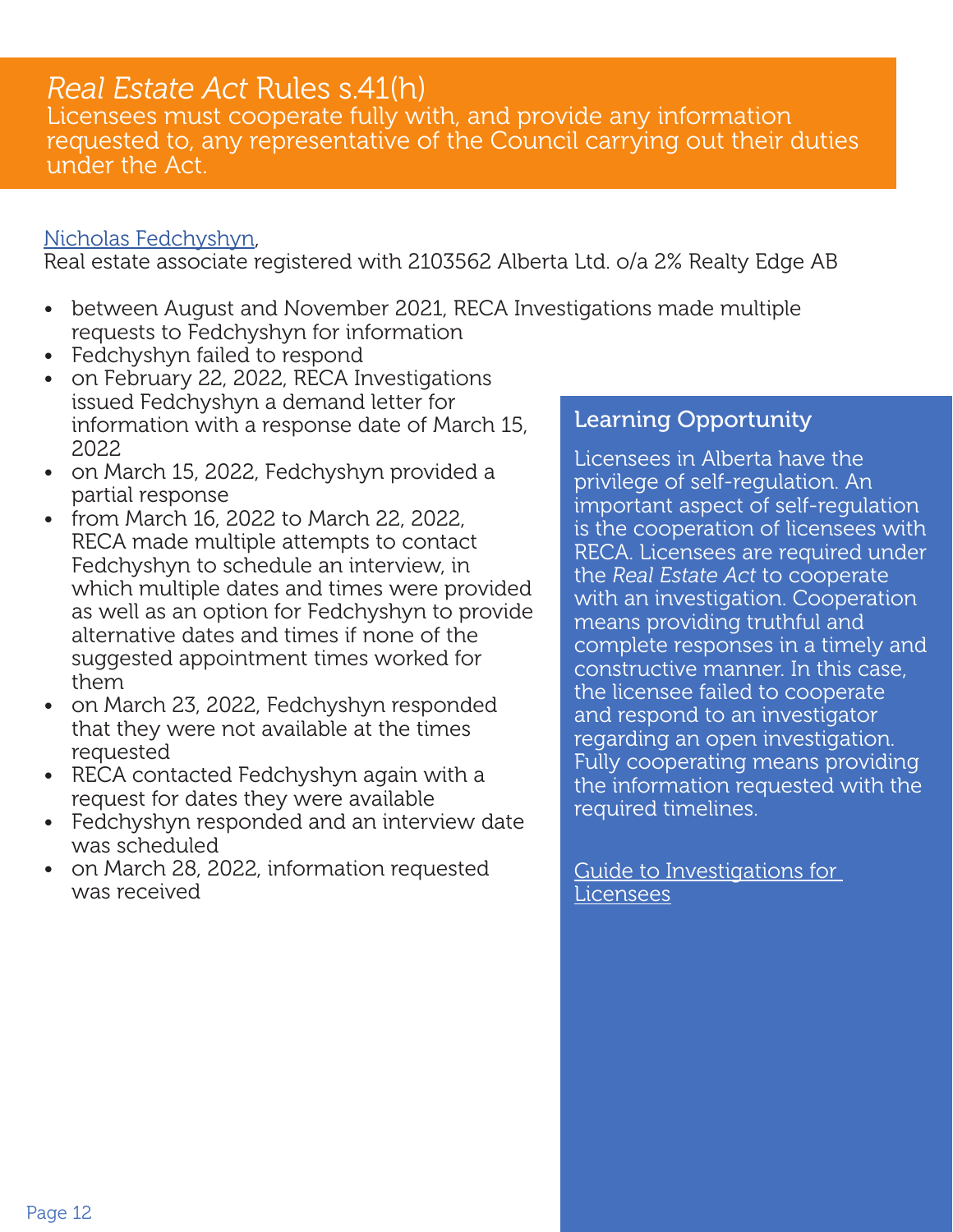## *Real Estate Act* Rules s.41(h)

Licensees must cooperate fully with, and provide any information requested to, any representative of the Council carrying out their duties under the Act.

Nicholas Fedchyshyn,
Real estate associate registered with 2103562 Alberta Ltd. o/a 2% Realty Edge AB

- between August and November 2021, RECA Investigations made multiple requests to Fedchyshyn for information
- Fedchyshyn failed to respond
- on February 22, 2022, RECA Investigations issued Fedchyshyn a demand letter for information with a response date of March 15, 2022
- on March 15, 2022, Fedchyshyn provided a partial response
- from March 16, 2022 to March 22, 2022, RECA made multiple attempts to contact Fedchyshyn to schedule an interview, in which multiple dates and times were provided as well as an option for Fedchyshyn to provide alternative dates and times if none of the suggested appointment times worked for them
- on March 23, 2022, Fedchyshyn responded that they were not available at the times requested
- RECA contacted Fedchyshyn again with a request for dates they were available
- Fedchyshyn responded and an interview date was scheduled
- on March 28, 2022, information requested was received

### Learning Opportunity

Licensees in Alberta have the privilege of self-regulation. An important aspect of self-regulation is the cooperation of licensees with RECA. Licensees are required under the *Real Estate Act* to cooperate with an investigation. Cooperation means providing truthful and complete responses in a timely and constructive manner. In this case, the licensee failed to cooperate and respond to an investigator regarding an open investigation. Fully cooperating means providing the information requested with the required timelines.

Guide to Investigations for Licensees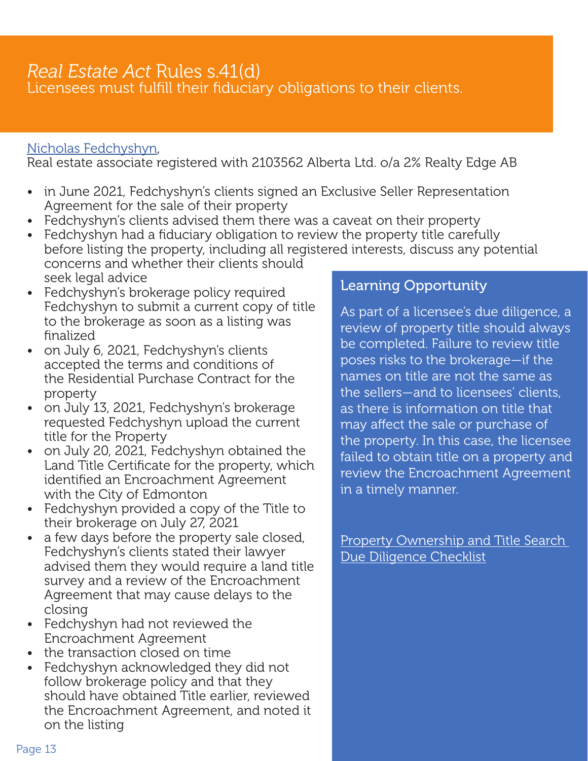## *Real Estate Act* Rules s.41(d)

Licensees must fulfill their fiduciary obligations to their clients.

Nicholas Fedchyshyn,
Real estate associate registered with 2103562 Alberta Ltd. o/a 2% Realty Edge AB

- in June 2021, Fedchyshyn's clients signed an Exclusive Seller Representation Agreement for the sale of their property
- Fedchyshyn's clients advised them there was a caveat on their property
- Fedchyshyn had a fiduciary obligation to review the property title carefully before listing the property, including all registered interests, discuss any potential concerns and whether their clients should seek legal advice
- Fedchyshyn's brokerage policy required Fedchyshyn to submit a current copy of title to the brokerage as soon as a listing was finalized
- on July 6, 2021, Fedchyshyn's clients accepted the terms and conditions of the Residential Purchase Contract for the property
- on July 13, 2021, Fedchyshyn's brokerage requested Fedchyshyn upload the current title for the Property
- on July 20, 2021, Fedchyshyn obtained the Land Title Certificate for the property, which identified an Encroachment Agreement with the City of Edmonton
- Fedchyshyn provided a copy of the Title to their brokerage on July 27, 2021
- a few days before the property sale closed, Fedchyshyn's clients stated their lawyer advised them they would require a land title survey and a review of the Encroachment Agreement that may cause delays to the closing
- Fedchyshyn had not reviewed the Encroachment Agreement
- the transaction closed on time
- Fedchyshyn acknowledged they did not follow brokerage policy and that they should have obtained Title earlier, reviewed the Encroachment Agreement, and noted it on the listing

### Learning Opportunity

As part of a licensee's due diligence, a review of property title should always be completed. Failure to review title poses risks to the brokerage—if the names on title are not the same as the sellers—and to licensees' clients, as there is information on title that may affect the sale or purchase of the property. In this case, the licensee failed to obtain title on a property and review the Encroachment Agreement in a timely manner.

Property Ownership and Title Search Due Diligence Checklist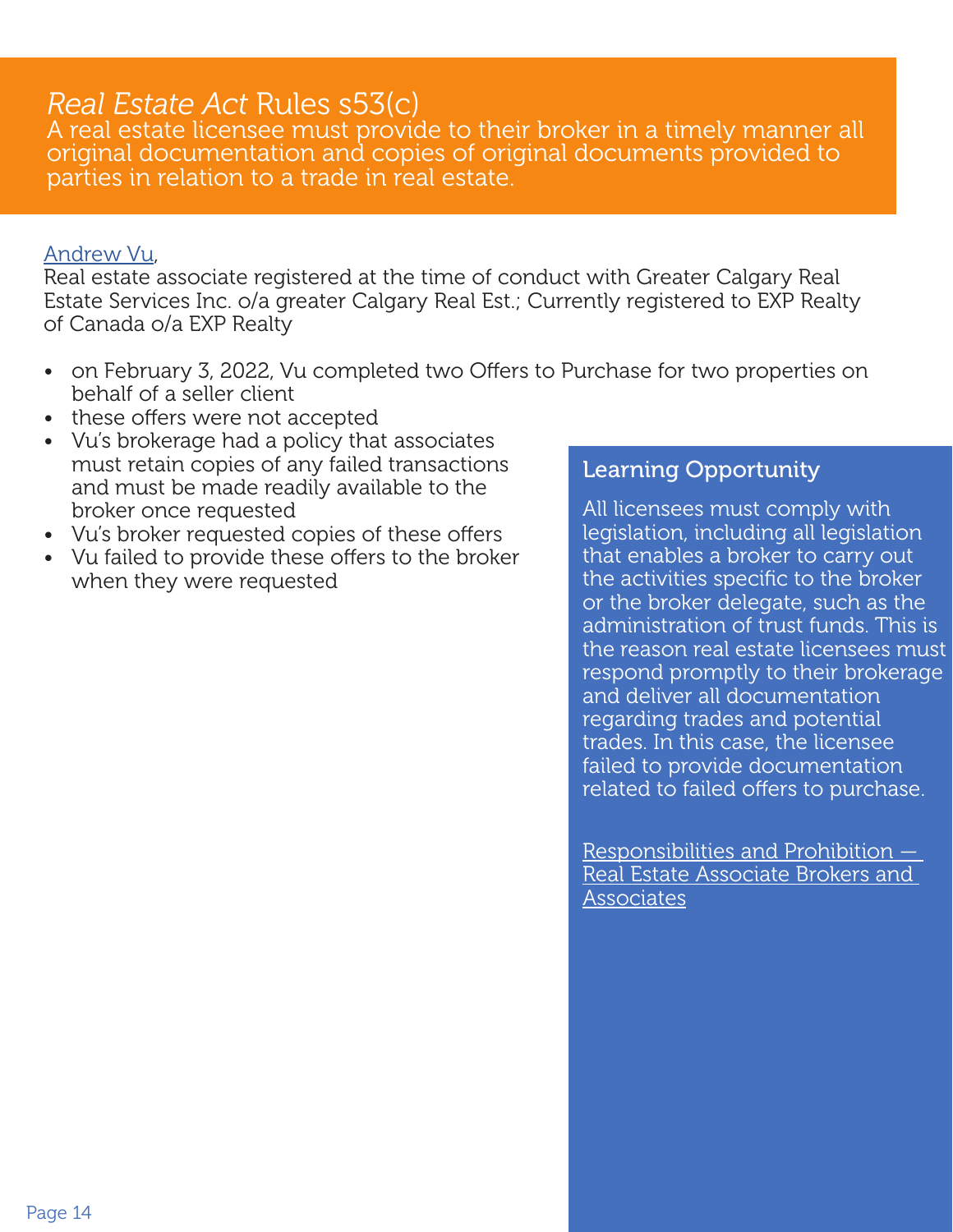## *Real Estate Act* Rules s53(c)

A real estate licensee must provide to their broker in a timely manner all original documentation and copies of original documents provided to parties in relation to a trade in real estate.

Andrew Vu,
Real estate associate registered at the time of conduct with Greater Calgary Real Estate Services Inc. o/a greater Calgary Real Est.; Currently registered to EXP Realty of Canada o/a EXP Realty

- on February 3, 2022, Vu completed two Offers to Purchase for two properties on behalf of a seller client
- these offers were not accepted
- Vu's brokerage had a policy that associates must retain copies of any failed transactions and must be made readily available to the broker once requested
- Vu's broker requested copies of these offers
- Vu failed to provide these offers to the broker when they were requested

### Learning Opportunity

All licensees must comply with legislation, including all legislation that enables a broker to carry out the activities specific to the broker or the broker delegate, such as the administration of trust funds. This is the reason real estate licensees must respond promptly to their brokerage and deliver all documentation regarding trades and potential trades. In this case, the licensee failed to provide documentation related to failed offers to purchase.

Responsibilities and Prohibition — Real Estate Associate Brokers and Associates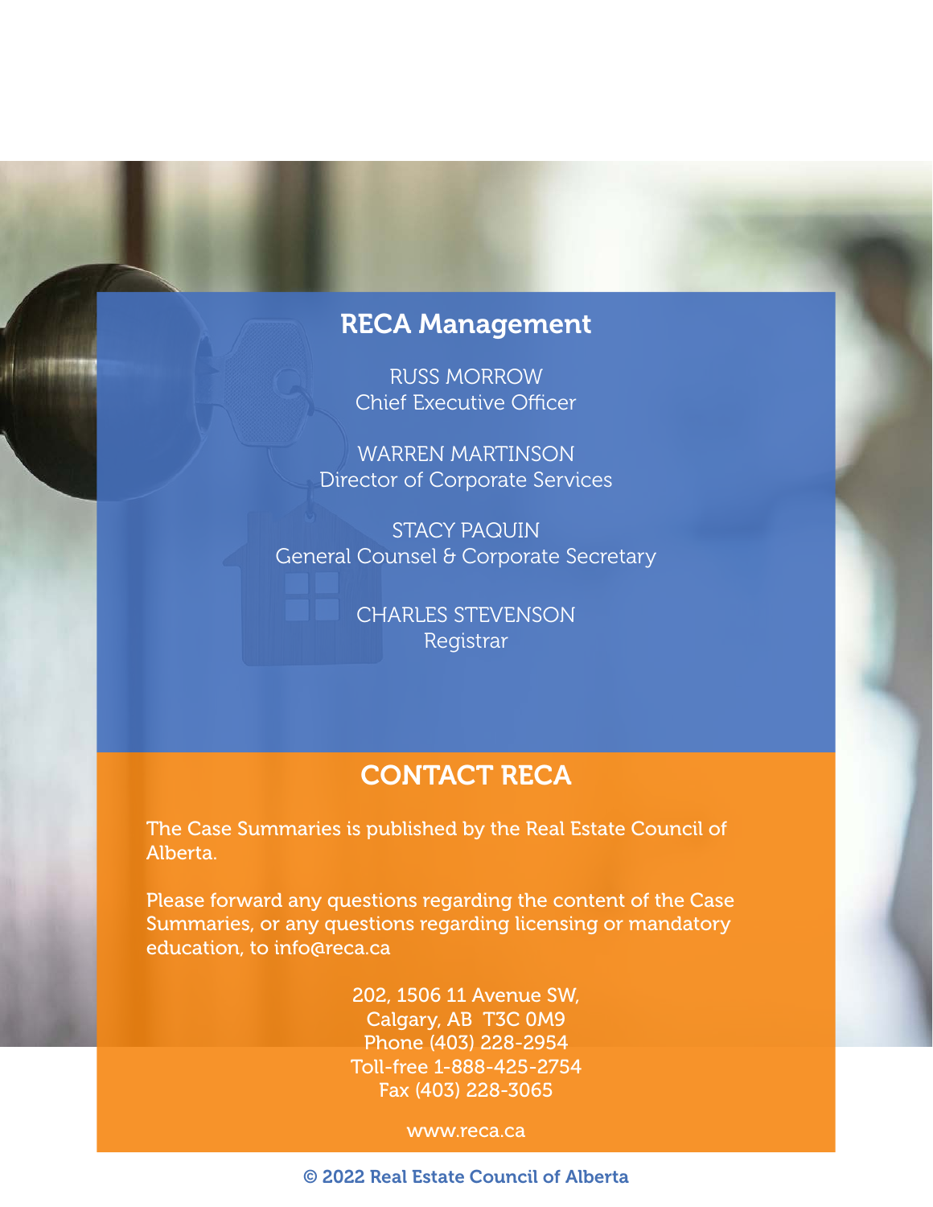## RECA Management

RUSS MORROW
Chief Executive Officer

WARREN MARTINSON
Director of Corporate Services

STACY PAQUIN
General Counsel & Corporate Secretary

CHARLES STEVENSON
Registrar

## CONTACT RECA

The Case Summaries is published by the Real Estate Council of Alberta.

Please forward any questions regarding the content of the Case Summaries, or any questions regarding licensing or mandatory education, to info@reca.ca

202, 1506 11 Avenue SW,
Calgary, AB T3C 0M9
Phone (403) 228-2954
Toll-free 1-888-425-2754
Fax (403) 228-3065

www.reca.ca

© 2022 Real Estate Council of Alberta